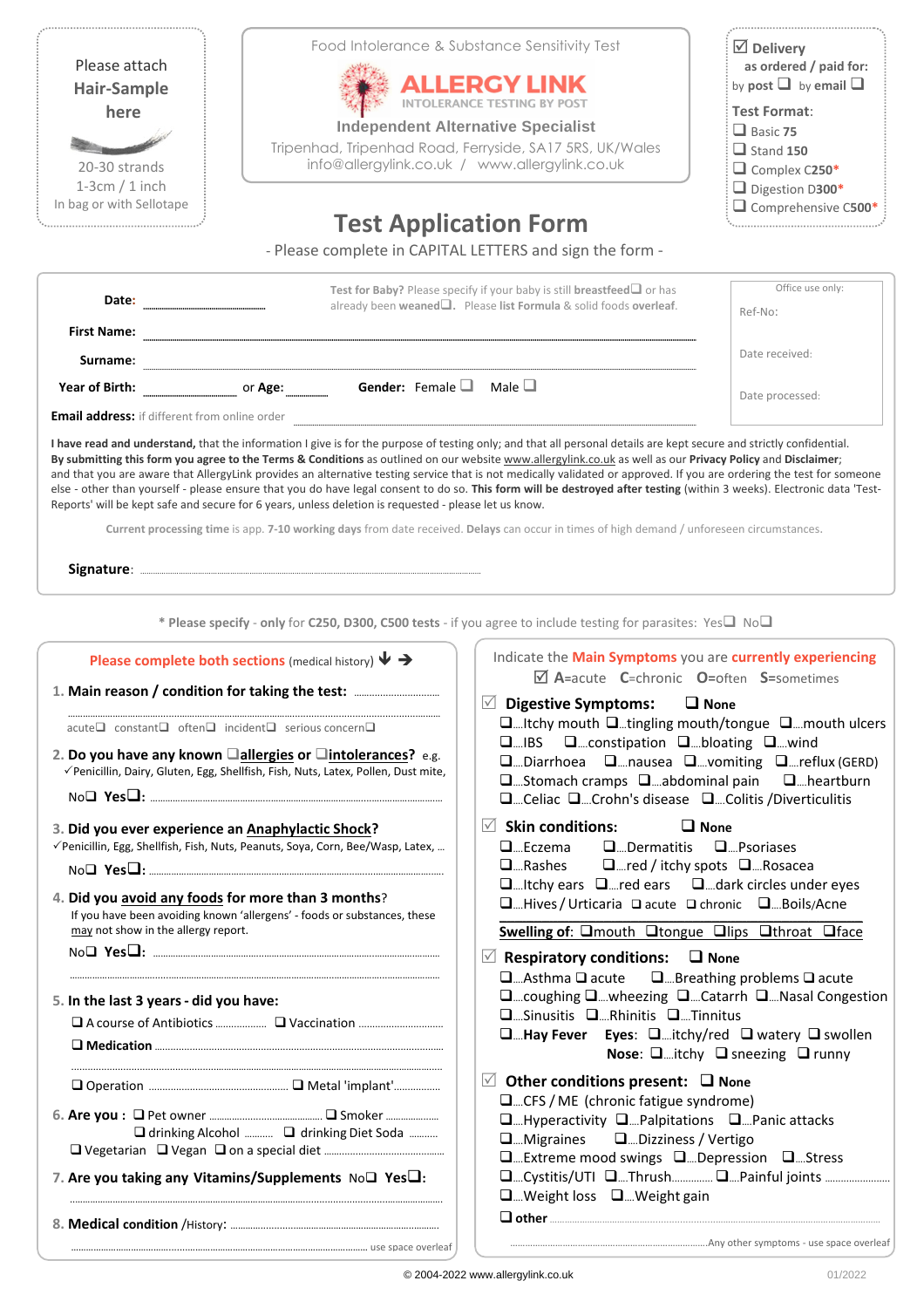Please attach **Hair-Sample** here

20-30 strands
1-3cm / 1 inch
In bag or with Sellotape

Food Intolerance & Substance Sensitivity Test

**ALLERGY LINK**
INTOLERANCE TESTING BY POST

**Independent Alternative Specialist**
Tripenhad, Tripenhad Road, Ferryside, SA17 5RS, UK/Wales
info@allergylink.co.uk / www.allergylink.co.uk

☑ **Delivery** as ordered / paid for:
by **post** ❑ by **email** ❑

**Test Format:**
❑ Basic **75**
❑ Stand **150**
❑ Complex C**250***
❑ Digestion D**300***
❑ Comprehensive C**500***

# Test Application Form

- Please complete in CAPITAL LETTERS and sign the form -

**Date:** ..................

**Test for Baby?** Please specify if your baby is still **breastfeed**❑ or has already been **weaned**❑. Please **list Formula** & solid foods **overleaf**.

**First Name:** ..................

**Surname:** ..................

**Year of Birth:** .................. or **Age:** .......... **Gender:** Female ❑ Male ❑

**Email address:** if different from online order

Office use only:
Ref-No:
Date received:
Date processed:

**I have read and understand,** that the information I give is for the purpose of testing only; and that all personal details are kept secure and strictly confidential. **By submitting this form you agree to the Terms & Conditions** as outlined on our website www.allergylink.co.uk as well as our **Privacy Policy** and **Disclaimer**; and that you are aware that AllergyLink provides an alternative testing service that is not medically validated or approved. If you are ordering the test for someone else - other than yourself - please ensure that you do have legal consent to do so. **This form will be destroyed after testing** (within 3 weeks). Electronic data 'Test-Reports' will be kept safe and secure for 6 years, unless deletion is requested - please let us know.

**Current processing time** is app. **7-10 working days** from date received. **Delays** can occur in times of high demand / unforeseen circumstances.

**Signature**: ..................

\* **Please specify** - **only** for **C250, D300, C500 tests** - if you agree to include testing for parasites: Yes❑ No❑

## Please complete both sections (medical history)

1. **Main reason / condition for taking the test:** ..................
   acute❑ constant❑ often❑ incident❑ serious concern❑

2. **Do you have any known ❑allergies or ❑intolerances?** e.g.
   ✓Penicillin, Dairy, Gluten, Egg, Shellfish, Fish, Nuts, Latex, Pollen, Dust mite,
   No❑ **Yes**❑: ..................

3. **Did you ever experience an Anaphylactic Shock?**
   ✓Penicillin, Egg, Shellfish, Fish, Nuts, Peanuts, Soya, Corn, Bee/Wasp, Latex, ...
   No❑ **Yes**❑: ..................

4. **Did you avoid any foods for more than 3 months?**
   If you have been avoiding known 'allergens' - foods or substances, these may not show in the allergy report.
   No❑ **Yes**❑: ..................

5. **In the last 3 years - did you have:**
   ❑ A course of Antibiotics .......... ❑ Vaccination ..........
   ❑ **Medication** ..................
   ❑ Operation .................. ❑ Metal 'implant' ..........

6. **Are you :** ❑ Pet owner .......... ❑ Smoker ..........
   ❑ drinking Alcohol .......... ❑ drinking Diet Soda ..........
   ❑ Vegetarian ❑ Vegan ❑ on a special diet ..........

7. **Are you taking any Vitamins/Supplements** No❑ **Yes**❑:

8. **Medical condition** /History: ..................
   .................. use space overleaf

## Indicate the Main Symptoms you are currently experiencing

☑ **A**=acute **C**=chronic **O**=often **S**=sometimes

☑ **Digestive Symptoms:** ❑ **None**
❑...Itchy mouth ❑...tingling mouth/tongue ❑...mouth ulcers
❑...IBS ❑...constipation ❑...bloating ❑...wind
❑...Diarrhoea ❑...nausea ❑...vomiting ❑...reflux (GERD)
❑...Stomach cramps ❑...abdominal pain ❑...heartburn
❑...Celiac ❑...Crohn's disease ❑...Colitis /Diverticulitis

☑ **Skin conditions:** ❑ **None**
❑...Eczema ❑...Dermatitis ❑...Psoriases
❑...Rashes ❑...red / itchy spots ❑...Rosacea
❑...Itchy ears ❑...red ears ❑...dark circles under eyes
❑...Hives / Urticaria ❑ acute ❑ chronic ❑...Boils/Acne
**Swelling of:** ❑mouth ❑tongue ❑lips ❑throat ❑face

☑ **Respiratory conditions:** ❑ **None**
❑...Asthma ❑ acute ❑...Breathing problems ❑ acute
❑...coughing ❑...wheezing ❑...Catarrh ❑...Nasal Congestion
❑...Sinusitis ❑...Rhinitis ❑...Tinnitus
❑...**Hay Fever** **Eyes:** ❑...itchy/red ❑ watery ❑ swollen
**Nose:** ❑...itchy ❑ sneezing ❑ runny

☑ **Other conditions present:** ❑ **None**
❑...CFS / ME (chronic fatigue syndrome)
❑...Hyperactivity ❑...Palpitations ❑...Panic attacks
❑...Migraines ❑...Dizziness / Vertigo
❑...Extreme mood swings ❑...Depression ❑...Stress
❑...Cystitis/UTI ❑...Thrush.......... ❑...Painful joints ..........
❑...Weight loss ❑...Weight gain
❑ **other** ..................
..................Any other symptoms - use space overleaf

© 2004-2022 www.allergylink.co.uk 01/2022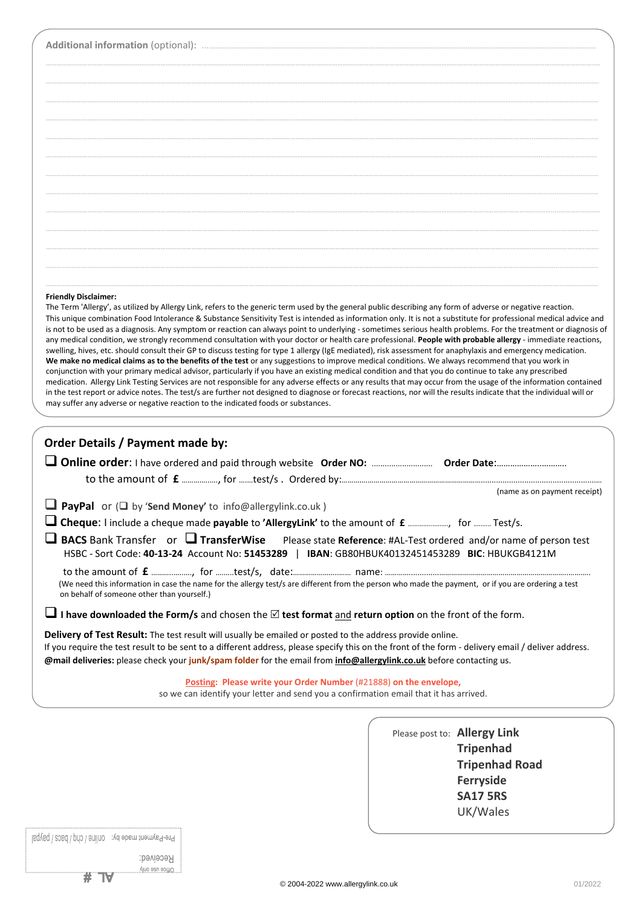**Additional information** (optional): ..............................................................................................................................

................................................................................................................................................................................

................................................................................................................................................................................

................................................................................................................................................................................

**Friendly Disclaimer:**
The Term 'Allergy', as utilized by Allergy Link, refers to the generic term used by the general public describing any form of adverse or negative reaction. This unique combination Food Intolerance & Substance Sensitivity Test is intended as information only. It is not a substitute for professional medical advice and is not to be used as a diagnosis. Any symptom or reaction can always point to underlying - sometimes serious health problems. For the treatment or diagnosis of any medical condition, we strongly recommend consultation with your doctor or health care professional. **People with probable allergy** - immediate reactions, swelling, hives, etc. should consult their GP to discuss testing for type 1 allergy (IgE mediated), risk assessment for anaphylaxis and emergency medication. **We make no medical claims as to the benefits of the test** or any suggestions to improve medical conditions. We always recommend that you work in conjunction with your primary medical advisor, particularly if you have an existing medical condition and that you do continue to take any prescribed medication. Allergy Link Testing Services are not responsible for any adverse effects or any results that may occur from the usage of the information contained in the test report or advice notes. The test/s are further not designed to diagnose or forecast reactions, nor will the results indicate that the individual will or may suffer any adverse or negative reaction to the indicated foods or substances.

## Order Details / Payment made by:

❑ **Online order**: I have ordered and paid through website **Order NO:** .......................... **Order Date**:...............................
to the amount of **£** ................., for .......test/s . Ordered by:..................................................................................................
(name as on payment receipt)

❑ **PayPal** or (❑ by '**Send Money'** to info@allergylink.co.uk )

❑ **Cheque**: I include a cheque made **payable** to **'AllergyLink'** to the amount of **£** ...................., for ......... Test/s.

❑ **BACS** Bank Transfer or ❑ **TransferWise** Please state **Reference**: #AL-Test ordered and/or name of person test
HSBC - Sort Code: **40-13-24** Account No: **51453289** | **IBAN**: GB80HBUK40132451453289 **BIC**: HBUKGB4121M

to the amount of **£** ...................., for .........test/s, date:............................ name: ..................................................................................
(We need this information in case the name for the allergy test/s are different from the person who made the payment, or if you are ordering a test on behalf of someone other than yourself.)

❑ **I have downloaded the Form/s** and chosen the ☑ **test format** and **return option** on the front of the form.

**Delivery of Test Result:** The test result will usually be emailed or posted to the address provide online.
If you require the test result to be sent to a different address, please specify this on the front of the form - delivery email / deliver address.
**@mail deliveries:** please check your **junk/spam folder** for the email from **info@allergylink.co.uk** before contacting us.

**Posting: Please write your Order Number (#21888) on the envelope,**
so we can identify your letter and send you a confirmation email that it has arrived.

Please post to: **Allergy Link**
**Tripenhad**
**Tripenhad Road**
**Ferryside**
**SA17 5RS**
UK/Wales

Office use only
Received:
Pre-Payment made by: online / chq / bacs / paypal
AL #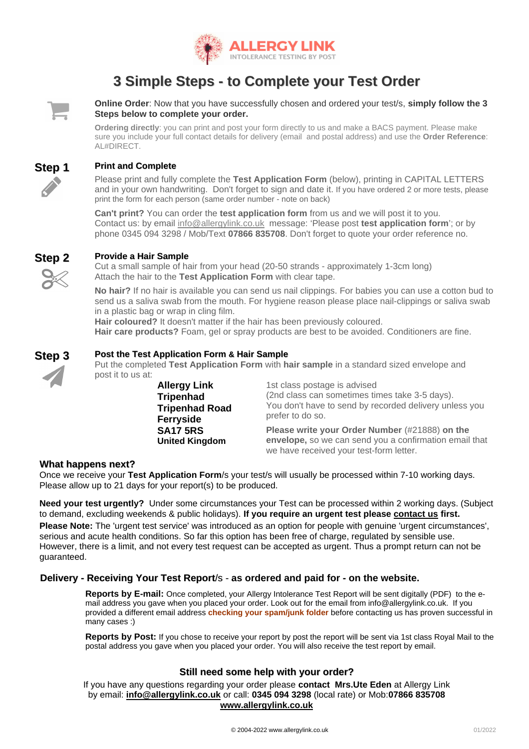**ALLERGY LINK**
INTOLERANCE TESTING BY POST

# 3 Simple Steps - to Complete your Test Order

**Online Order**: Now that you have successfully chosen and ordered your test/s, **simply follow the 3 Steps below to complete your order.**

**Ordering directly**: you can print and post your form directly to us and make a BACS payment. Please make sure you include your full contact details for delivery (email and postal address) and use the **Order Reference**: AL#DIRECT.

## Step 1

### Print and Complete

Please print and fully complete the **Test Application Form** (below), printing in CAPITAL LETTERS and in your own handwriting. Don't forget to sign and date it. If you have ordered 2 or more tests, please print the form for each person (same order number - note on back)

**Can't print?** You can order the **test application form** from us and we will post it to you. Contact us: by email info@allergylink.co.uk message: 'Please post **test application form**'; or by phone 0345 094 3298 / Mob/Text **07866 835708**. Don't forget to quote your order reference no.

## Step 2

### Provide a Hair Sample

Cut a small sample of hair from your head (20-50 strands - approximately 1-3cm long)
Attach the hair to the **Test Application Form** with clear tape.

**No hair?** If no hair is available you can send us nail clippings. For babies you can use a cotton bud to send us a saliva swab from the mouth. For hygiene reason please place nail-clippings or saliva swab in a plastic bag or wrap in cling film.
**Hair coloured?** It doesn't matter if the hair has been previously coloured.
**Hair care products?** Foam, gel or spray products are best to be avoided. Conditioners are fine.

## Step 3

### Post the Test Application Form & Hair Sample

Put the completed **Test Application Form** with **hair sample** in a standard sized envelope and post it to us at:

**Allergy Link**
**Tripenhad**
**Tripenhad Road**
**Ferryside**
**SA17 5RS**
**United Kingdom**

1st class postage is advised
(2nd class can sometimes times take 3-5 days).
You don't have to send by recorded delivery unless you prefer to do so.

**Please write your Order Number** (#21888) **on the envelope,** so we can send you a confirmation email that we have received your test-form letter.

### What happens next?

Once we receive your **Test Application Form**/s your test/s will usually be processed within 7-10 working days. Please allow up to 21 days for your report(s) to be produced.

**Need your test urgently?** Under some circumstances your Test can be processed within 2 working days. (Subject to demand, excluding weekends & public holidays). **If you require an urgent test please contact us first.**

**Please Note:** The 'urgent test service' was introduced as an option for people with genuine 'urgent circumstances', serious and acute health conditions. So far this option has been free of charge, regulated by sensible use. However, there is a limit, and not every test request can be accepted as urgent. Thus a prompt return can not be guaranteed.

### Delivery - Receiving Your Test Report/s - as ordered and paid for - on the website.

**Reports by E-mail:** Once completed, your Allergy Intolerance Test Report will be sent digitally (PDF) to the e-mail address you gave when you placed your order. Look out for the email from info@allergylink.co.uk. If you provided a different email address **checking your spam/junk folder** before contacting us has proven successful in many cases :)

**Reports by Post:** If you chose to receive your report by post the report will be sent via 1st class Royal Mail to the postal address you gave when you placed your order. You will also receive the test report by email.

### Still need some help with your order?

If you have any questions regarding your order please **contact Mrs.Ute Eden** at Allergy Link by email: **info@allergylink.co.uk** or call: **0345 094 3298** (local rate) or Mob:**07866 835708**
**www.allergylink.co.uk**

© 2004-2022 www.allergylink.co.uk

01/2022